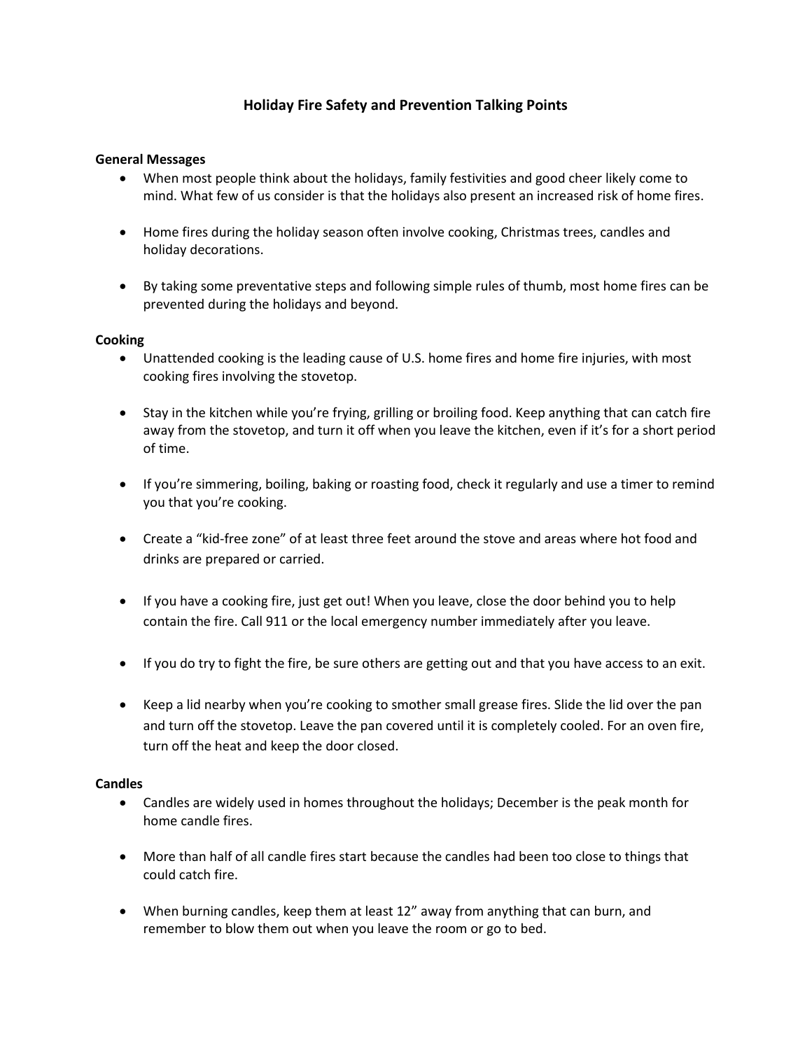# Holiday Fire Safety and Prevention Talking Points

**General Messages**

- When most people think about the holidays, family festivities and good cheer likely come to mind. What few of us consider is that the holidays also present an increased risk of home fires.
- Home fires during the holiday season often involve cooking, Christmas trees, candles and holiday decorations.
- By taking some preventative steps and following simple rules of thumb, most home fires can be prevented during the holidays and beyond.

**Cooking**

- Unattended cooking is the leading cause of U.S. home fires and home fire injuries, with most cooking fires involving the stovetop.
- Stay in the kitchen while you're frying, grilling or broiling food. Keep anything that can catch fire away from the stovetop, and turn it off when you leave the kitchen, even if it's for a short period of time.
- If you're simmering, boiling, baking or roasting food, check it regularly and use a timer to remind you that you're cooking.
- Create a "kid-free zone" of at least three feet around the stove and areas where hot food and drinks are prepared or carried.
- If you have a cooking fire, just get out! When you leave, close the door behind you to help contain the fire. Call 911 or the local emergency number immediately after you leave.
- If you do try to fight the fire, be sure others are getting out and that you have access to an exit.
- Keep a lid nearby when you're cooking to smother small grease fires. Slide the lid over the pan and turn off the stovetop. Leave the pan covered until it is completely cooled. For an oven fire, turn off the heat and keep the door closed.

**Candles**

- Candles are widely used in homes throughout the holidays; December is the peak month for home candle fires.
- More than half of all candle fires start because the candles had been too close to things that could catch fire.
- When burning candles, keep them at least 12" away from anything that can burn, and remember to blow them out when you leave the room or go to bed.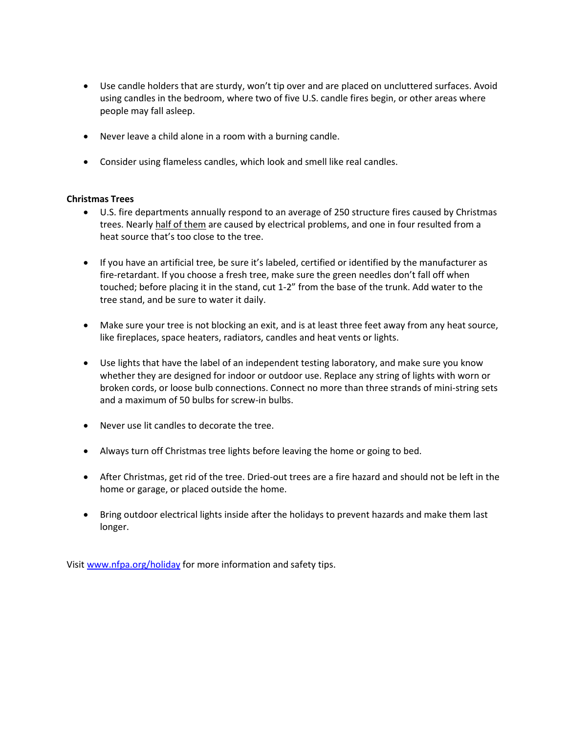- Use candle holders that are sturdy, won't tip over and are placed on uncluttered surfaces. Avoid using candles in the bedroom, where two of five U.S. candle fires begin, or other areas where people may fall asleep.

- Never leave a child alone in a room with a burning candle.

- Consider using flameless candles, which look and smell like real candles.

**Christmas Trees**

- U.S. fire departments annually respond to an average of 250 structure fires caused by Christmas trees. Nearly half of them are caused by electrical problems, and one in four resulted from a heat source that's too close to the tree.

- If you have an artificial tree, be sure it's labeled, certified or identified by the manufacturer as fire-retardant. If you choose a fresh tree, make sure the green needles don't fall off when touched; before placing it in the stand, cut 1-2" from the base of the trunk. Add water to the tree stand, and be sure to water it daily.

- Make sure your tree is not blocking an exit, and is at least three feet away from any heat source, like fireplaces, space heaters, radiators, candles and heat vents or lights.

- Use lights that have the label of an independent testing laboratory, and make sure you know whether they are designed for indoor or outdoor use. Replace any string of lights with worn or broken cords, or loose bulb connections. Connect no more than three strands of mini-string sets and a maximum of 50 bulbs for screw-in bulbs.

- Never use lit candles to decorate the tree.

- Always turn off Christmas tree lights before leaving the home or going to bed.

- After Christmas, get rid of the tree. Dried-out trees are a fire hazard and should not be left in the home or garage, or placed outside the home.

- Bring outdoor electrical lights inside after the holidays to prevent hazards and make them last longer.

Visit [www.nfpa.org/holiday](http://www.nfpa.org/holiday) for more information and safety tips.